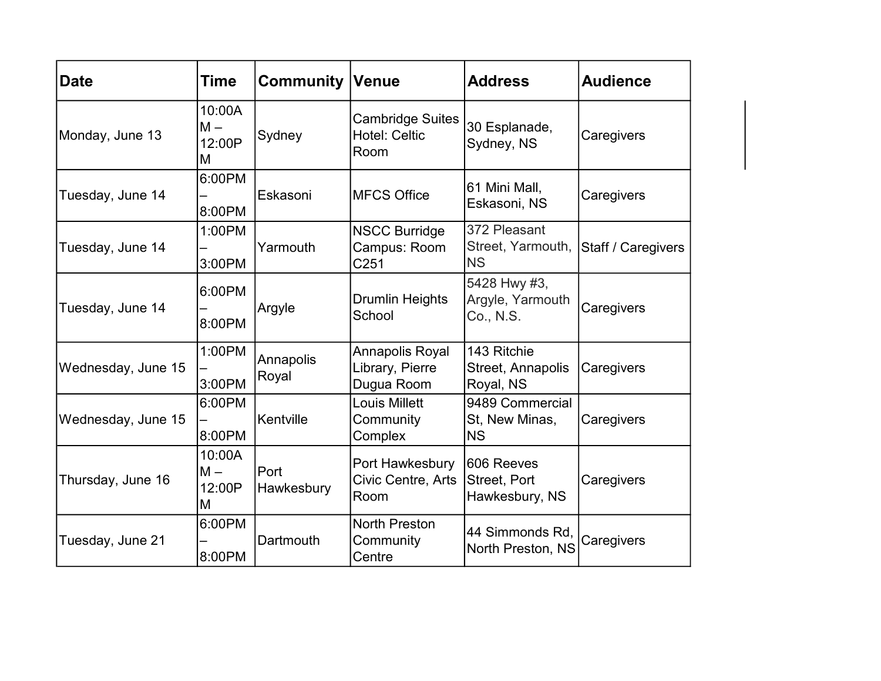| Date | Time | Community | Venue | Address | Audience |
| --- | --- | --- | --- | --- | --- |
| Monday, June 13 | 10:00AM – 12:00PM | Sydney | Cambridge Suites Hotel: Celtic Room | 30 Esplanade, Sydney, NS | Caregivers |
| Tuesday, June 14 | 6:00PM – 8:00PM | Eskasoni | MFCS Office | 61 Mini Mall, Eskasoni, NS | Caregivers |
| Tuesday, June 14 | 1:00PM – 3:00PM | Yarmouth | NSCC Burridge Campus: Room C251 | 372 Pleasant Street, Yarmouth, NS | Staff / Caregivers |
| Tuesday, June 14 | 6:00PM – 8:00PM | Argyle | Drumlin Heights School | 5428 Hwy #3, Argyle, Yarmouth Co., N.S. | Caregivers |
| Wednesday, June 15 | 1:00PM – 3:00PM | Annapolis Royal | Annapolis Royal Library, Pierre Dugua Room | 143 Ritchie Street, Annapolis Royal, NS | Caregivers |
| Wednesday, June 15 | 6:00PM – 8:00PM | Kentville | Louis Millett Community Complex | 9489 Commercial St, New Minas, NS | Caregivers |
| Thursday, June 16 | 10:00AM – 12:00PM | Port Hawkesbury | Port Hawkesbury Civic Centre, Arts Room | 606 Reeves Street, Port Hawkesbury, NS | Caregivers |
| Tuesday, June 21 | 6:00PM – 8:00PM | Dartmouth | North Preston Community Centre | 44 Simmonds Rd, North Preston, NS | Caregivers |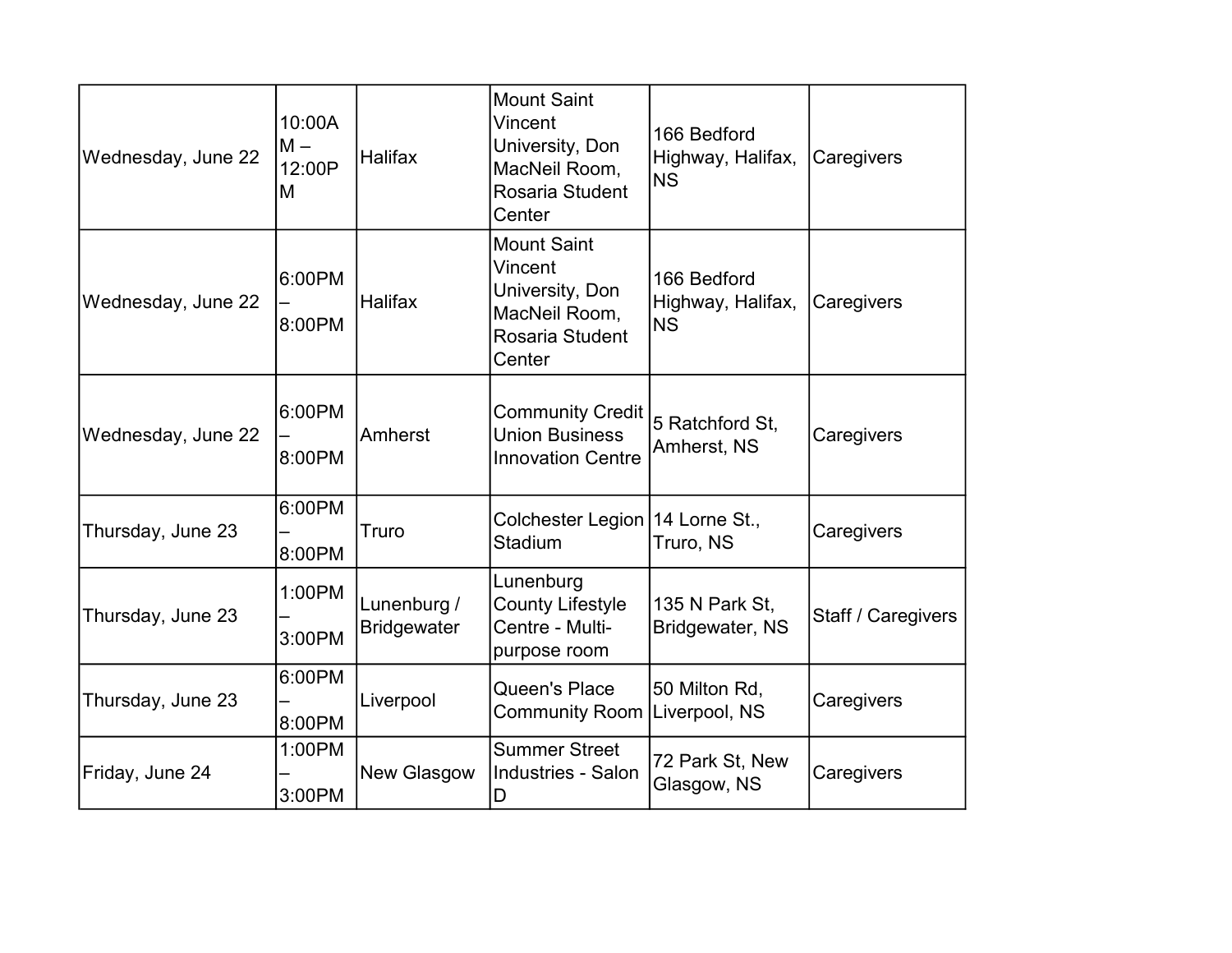| | | | | | |
|---|---|---|---|---|---|
| Wednesday, June 22 | 10:00AM – 12:00PM | Halifax | Mount Saint Vincent University, Don MacNeil Room, Rosaria Student Center | 166 Bedford Highway, Halifax, NS | Caregivers |
| Wednesday, June 22 | 6:00PM – 8:00PM | Halifax | Mount Saint Vincent University, Don MacNeil Room, Rosaria Student Center | 166 Bedford Highway, Halifax, NS | Caregivers |
| Wednesday, June 22 | 6:00PM – 8:00PM | Amherst | Community Credit Union Business Innovation Centre | 5 Ratchford St, Amherst, NS | Caregivers |
| Thursday, June 23 | 6:00PM – 8:00PM | Truro | Colchester Legion Stadium | 14 Lorne St., Truro, NS | Caregivers |
| Thursday, June 23 | 1:00PM – 3:00PM | Lunenburg / Bridgewater | Lunenburg County Lifestyle Centre - Multi-purpose room | 135 N Park St, Bridgewater, NS | Staff / Caregivers |
| Thursday, June 23 | 6:00PM – 8:00PM | Liverpool | Queen's Place Community Room | 50 Milton Rd, Liverpool, NS | Caregivers |
| Friday, June 24 | 1:00PM – 3:00PM | New Glasgow | Summer Street Industries - Salon D | 72 Park St, New Glasgow, NS | Caregivers |